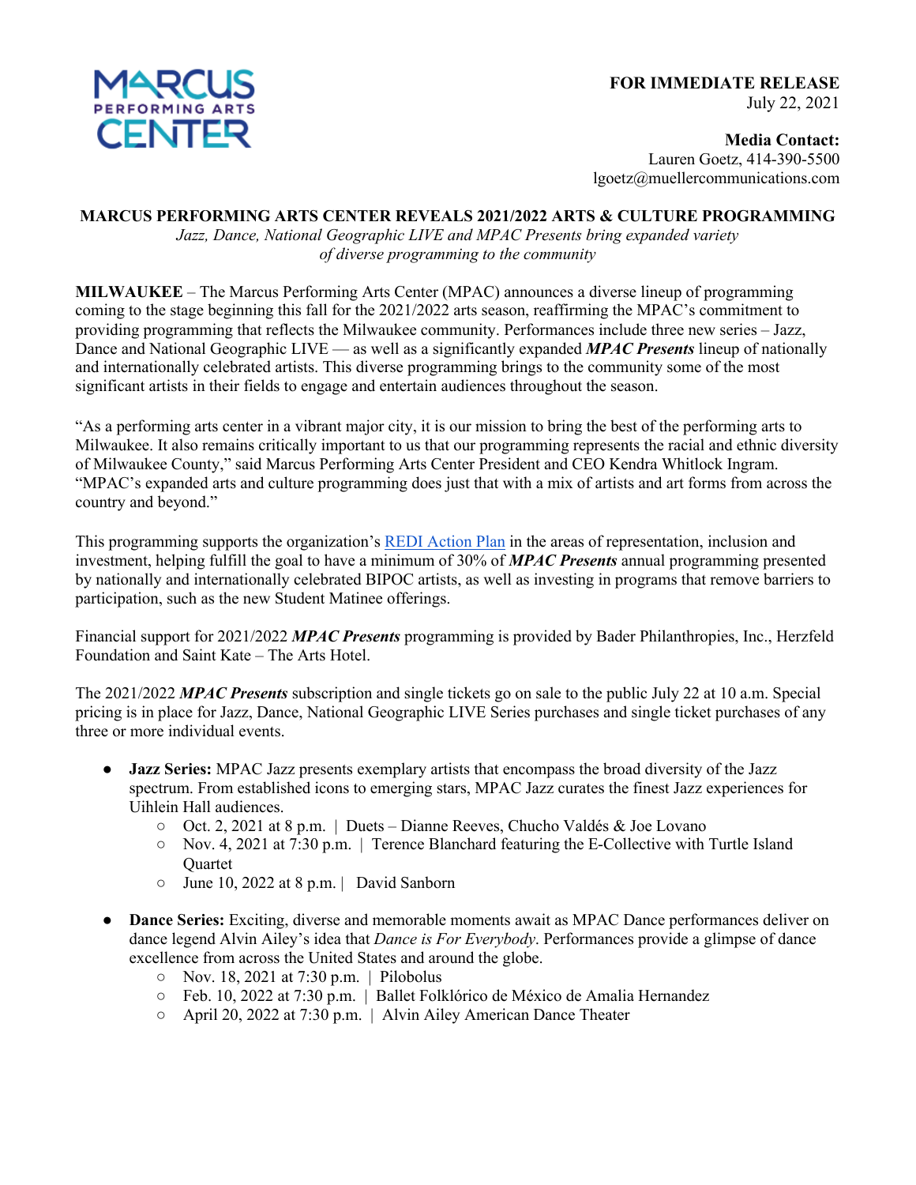MARCUS PERFORMING ARTS CENTER

**FOR IMMEDIATE RELEASE**
July 22, 2021

**Media Contact:**
Lauren Goetz, 414-390-5500
lgoetz@muellercommunications.com

# MARCUS PERFORMING ARTS CENTER REVEALS 2021/2022 ARTS & CULTURE PROGRAMMING

*Jazz, Dance, National Geographic LIVE and MPAC Presents bring expanded variety of diverse programming to the community*

**MILWAUKEE** – The Marcus Performing Arts Center (MPAC) announces a diverse lineup of programming coming to the stage beginning this fall for the 2021/2022 arts season, reaffirming the MPAC's commitment to providing programming that reflects the Milwaukee community. Performances include three new series – Jazz, Dance and National Geographic LIVE — as well as a significantly expanded ***MPAC Presents*** lineup of nationally and internationally celebrated artists. This diverse programming brings to the community some of the most significant artists in their fields to engage and entertain audiences throughout the season.

"As a performing arts center in a vibrant major city, it is our mission to bring the best of the performing arts to Milwaukee. It also remains critically important to us that our programming represents the racial and ethnic diversity of Milwaukee County," said Marcus Performing Arts Center President and CEO Kendra Whitlock Ingram. "MPAC's expanded arts and culture programming does just that with a mix of artists and art forms from across the country and beyond."

This programming supports the organization's REDI Action Plan in the areas of representation, inclusion and investment, helping fulfill the goal to have a minimum of 30% of ***MPAC Presents*** annual programming presented by nationally and internationally celebrated BIPOC artists, as well as investing in programs that remove barriers to participation, such as the new Student Matinee offerings.

Financial support for 2021/2022 ***MPAC Presents*** programming is provided by Bader Philanthropies, Inc., Herzfeld Foundation and Saint Kate – The Arts Hotel.

The 2021/2022 ***MPAC Presents*** subscription and single tickets go on sale to the public July 22 at 10 a.m. Special pricing is in place for Jazz, Dance, National Geographic LIVE Series purchases and single ticket purchases of any three or more individual events.

- **Jazz Series:** MPAC Jazz presents exemplary artists that encompass the broad diversity of the Jazz spectrum. From established icons to emerging stars, MPAC Jazz curates the finest Jazz experiences for Uihlein Hall audiences.
  - Oct. 2, 2021 at 8 p.m. | Duets – Dianne Reeves, Chucho Valdés & Joe Lovano
  - Nov. 4, 2021 at 7:30 p.m. | Terence Blanchard featuring the E-Collective with Turtle Island Quartet
  - June 10, 2022 at 8 p.m. | David Sanborn
- **Dance Series:** Exciting, diverse and memorable moments await as MPAC Dance performances deliver on dance legend Alvin Ailey's idea that *Dance is For Everybody*. Performances provide a glimpse of dance excellence from across the United States and around the globe.
  - Nov. 18, 2021 at 7:30 p.m. | Pilobolus
  - Feb. 10, 2022 at 7:30 p.m. | Ballet Folklórico de México de Amalia Hernandez
  - April 20, 2022 at 7:30 p.m. | Alvin Ailey American Dance Theater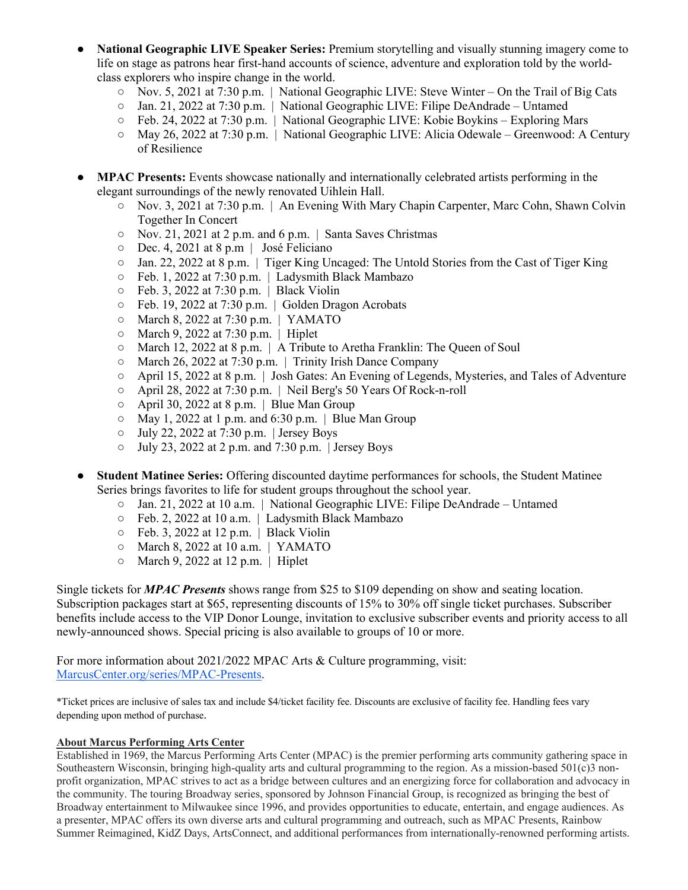- **National Geographic LIVE Speaker Series:** Premium storytelling and visually stunning imagery come to life on stage as patrons hear first-hand accounts of science, adventure and exploration told by the world-class explorers who inspire change in the world.
  - Nov. 5, 2021 at 7:30 p.m. | National Geographic LIVE: Steve Winter – On the Trail of Big Cats
  - Jan. 21, 2022 at 7:30 p.m. | National Geographic LIVE: Filipe DeAndrade – Untamed
  - Feb. 24, 2022 at 7:30 p.m. | National Geographic LIVE: Kobie Boykins – Exploring Mars
  - May 26, 2022 at 7:30 p.m. | National Geographic LIVE: Alicia Odewale – Greenwood: A Century of Resilience

- **MPAC Presents:** Events showcase nationally and internationally celebrated artists performing in the elegant surroundings of the newly renovated Uihlein Hall.
  - Nov. 3, 2021 at 7:30 p.m. | An Evening With Mary Chapin Carpenter, Marc Cohn, Shawn Colvin Together In Concert
  - Nov. 21, 2021 at 2 p.m. and 6 p.m. | Santa Saves Christmas
  - Dec. 4, 2021 at 8 p.m | José Feliciano
  - Jan. 22, 2022 at 8 p.m. | Tiger King Uncaged: The Untold Stories from the Cast of Tiger King
  - Feb. 1, 2022 at 7:30 p.m. | Ladysmith Black Mambazo
  - Feb. 3, 2022 at 7:30 p.m. | Black Violin
  - Feb. 19, 2022 at 7:30 p.m. | Golden Dragon Acrobats
  - March 8, 2022 at 7:30 p.m. | YAMATO
  - March 9, 2022 at 7:30 p.m. | Hiplet
  - March 12, 2022 at 8 p.m. | A Tribute to Aretha Franklin: The Queen of Soul
  - March 26, 2022 at 7:30 p.m. | Trinity Irish Dance Company
  - April 15, 2022 at 8 p.m. | Josh Gates: An Evening of Legends, Mysteries, and Tales of Adventure
  - April 28, 2022 at 7:30 p.m. | Neil Berg's 50 Years Of Rock-n-roll
  - April 30, 2022 at 8 p.m. | Blue Man Group
  - May 1, 2022 at 1 p.m. and 6:30 p.m. | Blue Man Group
  - July 22, 2022 at 7:30 p.m. | Jersey Boys
  - July 23, 2022 at 2 p.m. and 7:30 p.m. | Jersey Boys

- **Student Matinee Series:** Offering discounted daytime performances for schools, the Student Matinee Series brings favorites to life for student groups throughout the school year.
  - Jan. 21, 2022 at 10 a.m. | National Geographic LIVE: Filipe DeAndrade – Untamed
  - Feb. 2, 2022 at 10 a.m. | Ladysmith Black Mambazo
  - Feb. 3, 2022 at 12 p.m. | Black Violin
  - March 8, 2022 at 10 a.m. | YAMATO
  - March 9, 2022 at 12 p.m. | Hiplet

Single tickets for ***MPAC Presents*** shows range from $25 to $109 depending on show and seating location. Subscription packages start at $65, representing discounts of 15% to 30% off single ticket purchases. Subscriber benefits include access to the VIP Donor Lounge, invitation to exclusive subscriber events and priority access to all newly-announced shows. Special pricing is also available to groups of 10 or more.

For more information about 2021/2022 MPAC Arts & Culture programming, visit: [MarcusCenter.org/series/MPAC-Presents](MarcusCenter.org/series/MPAC-Presents).

*Ticket prices are inclusive of sales tax and include $4/ticket facility fee. Discounts are exclusive of facility fee. Handling fees vary depending upon method of purchase.

**About Marcus Performing Arts Center**

Established in 1969, the Marcus Performing Arts Center (MPAC) is the premier performing arts community gathering space in Southeastern Wisconsin, bringing high-quality arts and cultural programming to the region. As a mission-based 501(c)3 non-profit organization, MPAC strives to act as a bridge between cultures and an energizing force for collaboration and advocacy in the community. The touring Broadway series, sponsored by Johnson Financial Group, is recognized as bringing the best of Broadway entertainment to Milwaukee since 1996, and provides opportunities to educate, entertain, and engage audiences. As a presenter, MPAC offers its own diverse arts and cultural programming and outreach, such as MPAC Presents, Rainbow Summer Reimagined, KidZ Days, ArtsConnect, and additional performances from internationally-renowned performing artists.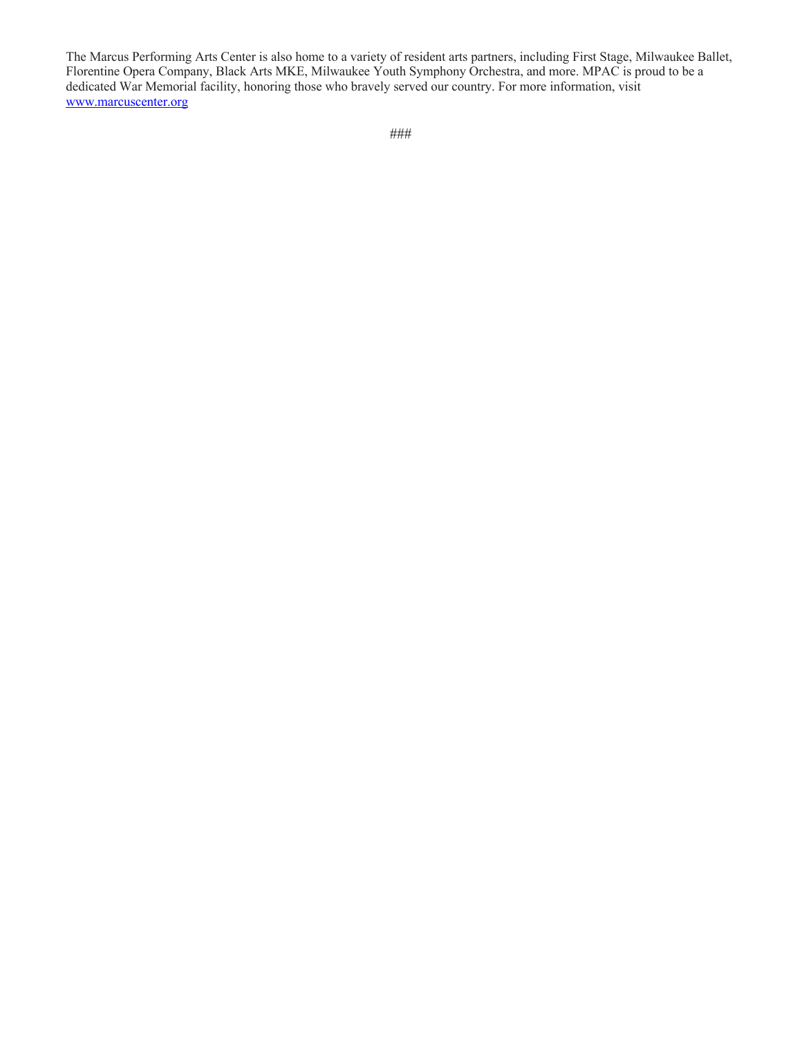The Marcus Performing Arts Center is also home to a variety of resident arts partners, including First Stage, Milwaukee Ballet, Florentine Opera Company, Black Arts MKE, Milwaukee Youth Symphony Orchestra, and more. MPAC is proud to be a dedicated War Memorial facility, honoring those who bravely served our country. For more information, visit [www.marcuscenter.org](http://www.marcuscenter.org)

###